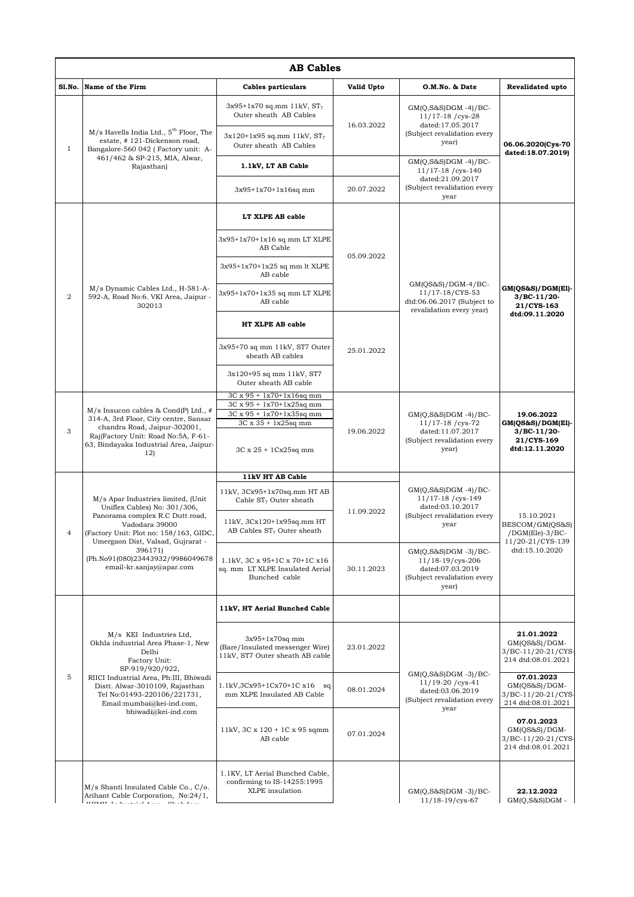# AB Cables

| Sl.No. | Name of the Firm | Cables particulars | Valid Upto | O.M.No. & Date | Revalidated upto |
|---|---|---|---|---|---|
| 1 | M/s Havells India Ltd., 5[th] Floor, The estate, # 121-Dickenson road, Bangalore-560 042 ( Factory unit: A-461/462 & SP-215, MIA, Alwar, Rajasthan) | 3x95+1x70 sq.mm 11kV, $ST_7$ Outer sheath AB Cables | 16.03.2022 | GM(Q,S&S)DGM -4)/BC-11/17-18 /cys-28 dated:17.05.2017 (Subject revalidation every year) | **06.06.2020(Cys-70 dated:18.07.2019)** |
| | | 3x120+1x95 sq.mm 11kV, $ST_7$ Outer sheath AB Cables | | | |
| | | **1.1kV, LT AB Cable** | | GM(Q,S&S)DGM -4)/BC-11/17-18 /cys-140 dated:21.09.2017 (Subject revalidation every year | |
| | | 3x95+1x70+1x16sq mm | 20.07.2022 | | |
| 2 | M/s Dynamic Cables Ltd., H-581-A-592-A, Road No:6. VKI Area, Jaipur - 302013 | **LT XLPE AB cable** | 05.09.2022 | GM(QS&S)/DGM-4/BC-11/17-18/CYS-53 dtd:06.06.2017 (Subject to revalidation every year) | **GM(QS&S)/DGM(El)-3/BC-11/20-21/CYS-163 dtd:09.11.2020** |
| | | 3x95+1x70+1x16 sq mm LT XLPE AB Cable | | | |
| | | 3x95+1x70+1x25 sq mm lt XLPE AB cable | | | |
| | | 3x95+1x70+1x35 sq mm LT XLPE AB cable | | | |
| | | **HT XLPE AB cable** | 25.01.2022 | | |
| | | 3x95+70 sq mm 11kV, ST7 Outer sheath AB cables | | | |
| | | 3x120+95 sq mm 11kV, ST7 Outer sheath AB cable | | | |
| 3 | M/s Insucon cables & Cond(P) Ltd., # 314-A, 3rd Floor, City centre, Sansar chandra Road, Jaipur-302001, Raj(Factory Unit: Road No:5A, F-61-63, Bindayaka Industrial Area, Jaipur-12) | 3C x 95 + 1x70+1x16sq mm | 19.06.2022 | GM(Q,S&S)DGM -4)/BC-11/17-18 /cys-72 dated:11.07.2017 (Subject revalidation every year) | **19.06.2022 GM(QS&S)/DGM(El)-3/BC-11/20-21/CYS-169 dtd:12.11.2020** |
| | | 3C x 95 + 1x70+1x25sq mm | | | |
| | | 3C x 95 + 1x70+1x35sq mm | | | |
| | | 3C x 35 + 1x25sq mm | | | |
| | | 3C x 25 + 1Cx25sq mm | | | |
| 4 | M/s Apar Industries limited, (Unit Uniflex Cables) No: 301/306, Panorama complex R.C Dutt road, Vadodara 39000 (Factory Unit: Plot no: 158/163, GIDC, Umergaon Dist, Valsad, Gujrarat - 396171) (Ph.No91(080)23443932/9986049678 email-kr.sanjay@apar.com | **11kV HT AB Cable** | | | 15.10.2021 BESCOM/GM(QS&S)/DGM(Ele)-3/BC-11/20-21/CYS-139 dtd:15.10.2020 |
| | | 11kV, 3Cx95+1x70sq.mm HT AB Cable $ST_7$ Outer sheath | 11.09.2022 | GM(Q,S&S)DGM -4)/BC-11/17-18 /cys-149 dated:03.10.2017 (Subject revalidation every year | |
| | | 11kV, 3Cx120+1x95sq.mm HT AB Cables $ST_7$ Outer sheath | | | |
| | | 1.1kV, 3C x 95+1C x 70+1C x16 sq. mm LT XLPE Insulated Aerial Bunched cable | 30.11.2023 | GM(Q,S&S)DGM -3)/BC-11/18-19/cys-206 dated:07.03.2019 (Subject revalidation every year) | |
| 5 | M/s KEI Industries Ltd, Okhla industrial Area Phase-1, New Delhi Factory Unit: SP-919/920/922, RIICI Industrial Area, Ph:III, Bhiwadi Distt. Alwar-3010109, Rajasthan Tel No:01493-220106/221731, Email:mumbai@kei-ind.com, bhiwadi@kei-ind.com | **11kV, HT Aerial Bunched Cable** | | | |
| | | 3x95+1x70sq mm (Bare/Insulated messenger Wire) 11kV, ST7 Outer sheath AB cable | 23.01.2022 | GM(Q,S&S)DGM -3)/BC-11/19-20 /cys-41 dated:03.06.2019 (Subject revalidation every year | **21.01.2022** GM(QS&S)/DGM-3/BC-11/20-21/CYS-214 dtd:08.01.2021 |
| | | 1.1kV,3Cx95+1Cx70+1C x16 sq mm XLPE Insulated AB Cable | 08.01.2024 | | **07.01.2023** GM(QS&S)/DGM-3/BC-11/20-21/CYS-214 dtd:08.01.2021 |
| | | 11kV, 3C x 120 + 1C x 95 sqmm AB cable | 07.01.2024 | | **07.01.2023** GM(QS&S)/DGM-3/BC-11/20-21/CYS-214 dtd:08.01.2021 |
| | M/s Shanti Insulated Cable Co., C/o. Arihant Cable Corporation, No:24/1, | 1.1KV, LT Aerial Bunched Cable, confirming to IS-14255:1995 XLPE insulation | | GM(Q,S&S)DGM -3)/BC-11/18-19/cys-67 | **22.12.2022** GM(Q,S&S)DGM - |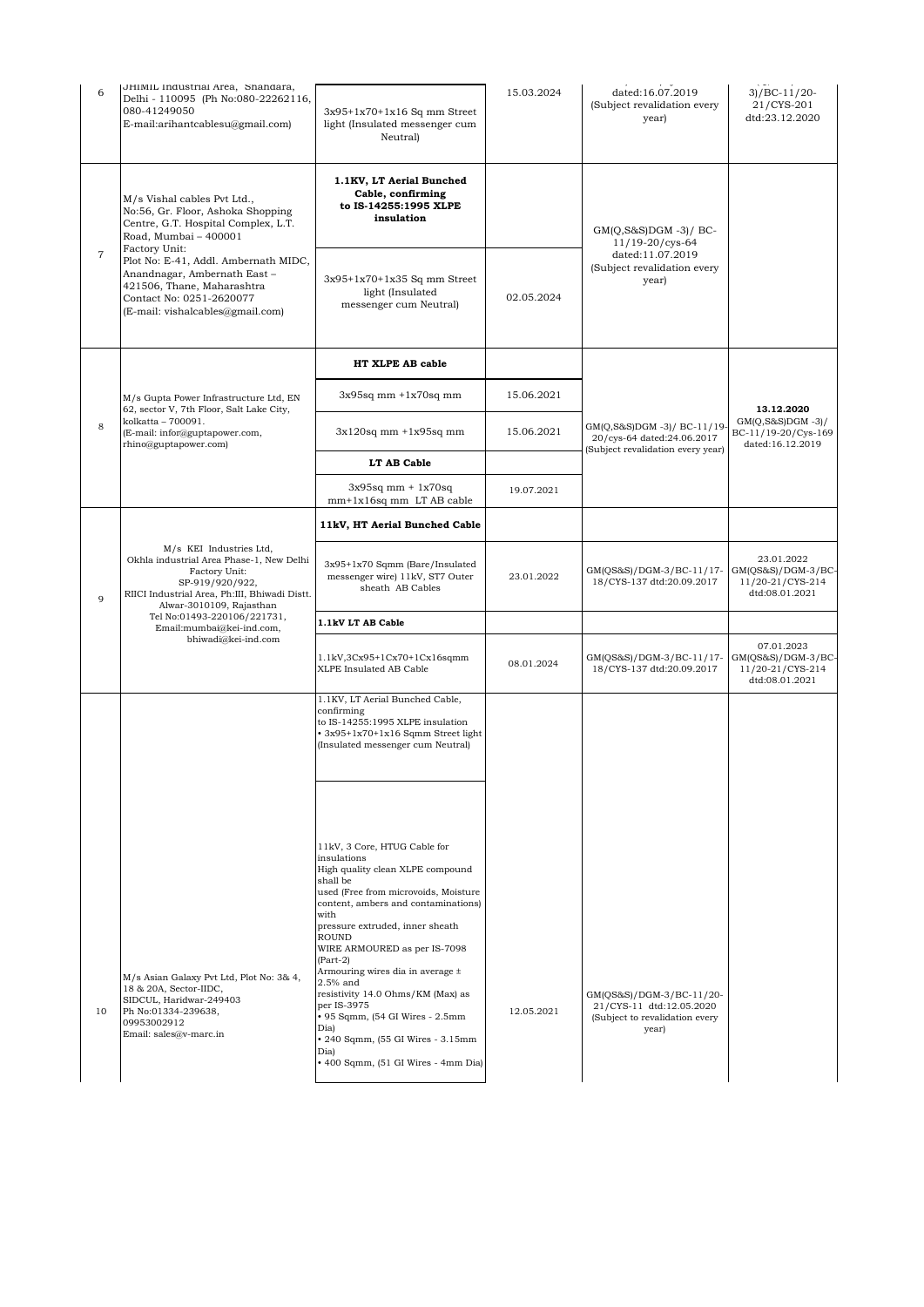| 6 | JHIMIL Industrial Area, Shandara, Delhi - 110095 (Ph No:080-22262116, 080-41249050 E-mail:arihantcablesu@gmail.com) | 3x95+1x70+1x16 Sq mm Street light (Insulated messenger cum Neutral) | 15.03.2024 | dated:16.07.2019 (Subject revalidation every year) | 3)/BC-11/20-21/CYS-201 dtd:23.12.2020 |
|---|---|---|---|---|---|
| 7 | M/s Vishal cables Pvt Ltd., No:56, Gr. Floor, Ashoka Shopping Centre, G.T. Hospital Complex, L.T. Road, Mumbai – 400001 Factory Unit: Plot No: E-41, Addl. Ambernath MIDC, Anandnagar, Ambernath East – 421506, Thane, Maharashtra Contact No: 0251-2620077 (E-mail: vishalcables@gmail.com) | **1.1KV, LT Aerial Bunched Cable, confirming to IS-14255:1995 XLPE insulation** | | GM(Q,S&S)DGM -3)/ BC-11/19-20/cys-64 dated:11.07.2019 (Subject revalidation every year) | |
| | | 3x95+1x70+1x35 Sq mm Street light (Insulated messenger cum Neutral) | 02.05.2024 | | |
| 8 | M/s Gupta Power Infrastructure Ltd, EN 62, sector V, 7th Floor, Salt Lake City, kolkatta – 700091. (E-mail: infor@guptapower.com, rhino@guptapower.com) | **HT XLPE AB cable** | | GM(Q,S&S)DGM -3)/ BC-11/19-20/cys-64 dated:24.06.2017 (Subject revalidation every year) | **13.12.2020** GM(Q,S&S)DGM -3)/ BC-11/19-20/Cys-169 dated:16.12.2019 |
| | | 3x95sq mm +1x70sq mm | 15.06.2021 | | |
| | | 3x120sq mm +1x95sq mm | 15.06.2021 | | |
| | | **LT AB Cable** | | | |
| | | 3x95sq mm + 1x70sq mm+1x16sq mm LT AB cable | 19.07.2021 | | |
| 9 | M/s KEI Industries Ltd, Okhla industrial Area Phase-1, New Delhi Factory Unit: SP-919/920/922, RIICI Industrial Area, Ph:III, Bhiwadi Distt. Alwar-3010109, Rajasthan Tel No:01493-220106/221731, Email:mumbai@kei-ind.com, bhiwadi@kei-ind.com | **11kV, HT Aerial Bunched Cable** | | | |
| | | 3x95+1x70 Sqmm (Bare/Insulated messenger wire) 11kV, ST7 Outer sheath AB Cables | 23.01.2022 | GM(QS&S)/DGM-3/BC-11/17-18/CYS-137 dtd:20.09.2017 | 23.01.2022 GM(QS&S)/DGM-3/BC-11/20-21/CYS-214 dtd:08.01.2021 |
| | | **1.1kV LT AB Cable** | | | |
| | | 1.1kV,3Cx95+1Cx70+1Cx16sqmm XLPE Insulated AB Cable | 08.01.2024 | GM(QS&S)/DGM-3/BC-11/17-18/CYS-137 dtd:20.09.2017 | 07.01.2023 GM(QS&S)/DGM-3/BC-11/20-21/CYS-214 dtd:08.01.2021 |
| 10 | M/s Asian Galaxy Pvt Ltd, Plot No: 3& 4, 18 & 20A, Sector-IIDC, SIDCUL, Haridwar-249403 Ph No:01334-239638, 09953002912 Email: sales@v-marc.in | 1.1KV, LT Aerial Bunched Cable, confirming to IS-14255:1995 XLPE insulation • 3x95+1x70+1x16 Sqmm Street light (Insulated messenger cum Neutral) | 12.05.2021 | GM(QS&S)/DGM-3/BC-11/20-21/CYS-11 dtd:12.05.2020 (Subject to revalidation every year) | |
| | | 11kV, 3 Core, HTUG Cable for insulations High quality clean XLPE compound shall be used (Free from microvoids, Moisture content, ambers and contaminations) with pressure extruded, inner sheath ROUND WIRE ARMOURED as per IS-7098 (Part-2) Armouring wires dia in average ± 2.5% and resistivity 14.0 Ohms/KM (Max) as per IS-3975 • 95 Sqmm, (54 GI Wires - 2.5mm Dia) • 240 Sqmm, (55 GI Wires - 3.15mm Dia) • 400 Sqmm, (51 GI Wires - 4mm Dia) | | | |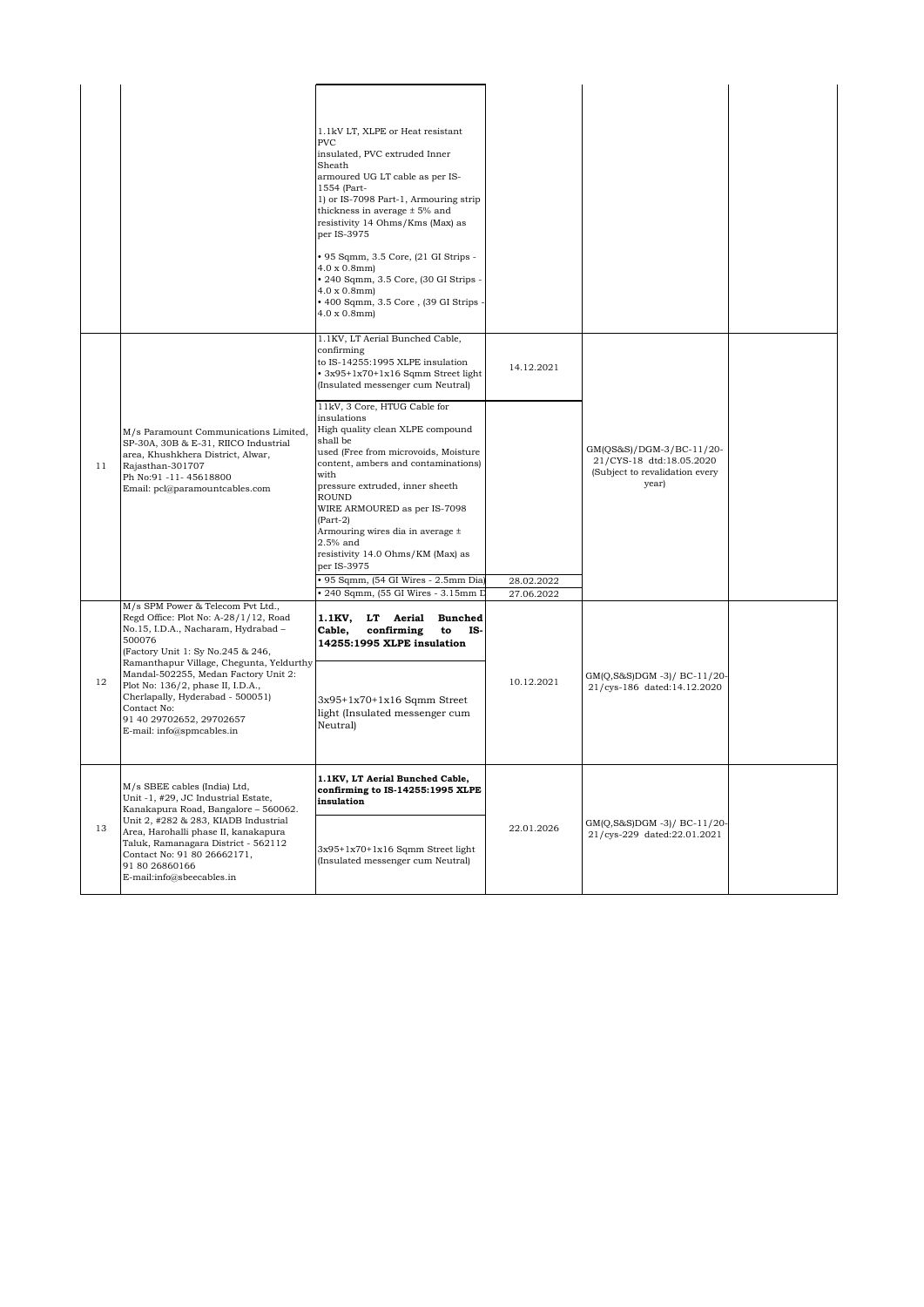| | | | | | |
|---|---|---|---|---|---|
| | | 1.1kV LT, XLPE or Heat resistant PVC insulated, PVC extruded Inner Sheath armoured UG LT cable as per IS-1554 (Part-1) or IS-7098 Part-1, Armouring strip thickness in average ± 5% and resistivity 14 Ohms/Kms (Max) as per IS-3975<br><br>• 95 Sqmm, 3.5 Core, (21 GI Strips - 4.0 x 0.8mm)<br>• 240 Sqmm, 3.5 Core, (30 GI Strips - 4.0 x 0.8mm)<br>• 400 Sqmm, 3.5 Core , (39 GI Strips - 4.0 x 0.8mm) | | | |
| 11 | M/s Paramount Communications Limited, SP-30A, 30B & E-31, RIICO Industrial area, Khushkhera District, Alwar, Rajasthan-301707<br>Ph No:91 -11- 45618800<br>Email: pcl@paramountcables.com | 1.1KV, LT Aerial Bunched Cable, confirming to IS-14255:1995 XLPE insulation<br>• 3x95+1x70+1x16 Sqmm Street light (Insulated messenger cum Neutral) | 14.12.2021 | GM(QS&S)/DGM-3/BC-11/20-21/CYS-18 dtd:18.05.2020 (Subject to revalidation every year) | |
| | | 11kV, 3 Core, HTUG Cable for insulations High quality clean XLPE compound shall be used (Free from microvoids, Moisture content, ambers and contaminations) with pressure extruded, inner sheeth ROUND WIRE ARMOURED as per IS-7098 (Part-2)<br>Armouring wires dia in average ± 2.5% and resistivity 14.0 Ohms/KM (Max) as per IS-3975 | | | |
| | | • 95 Sqmm, (54 GI Wires - 2.5mm Dia) | 28.02.2022 | | |
| | | • 240 Sqmm, (55 GI Wires - 3.15mm D | 27.06.2022 | | |
| 12 | M/s SPM Power & Telecom Pvt Ltd., Regd Office: Plot No: A-28/1/12, Road No.15, I.D.A., Nacharam, Hydrabad – 500076<br>(Factory Unit 1: Sy No.245 & 246, Ramanthapur Village, Chegunta, Yeldurthy Mandal-502255, Medan Factory Unit 2: Plot No: 136/2, phase II, I.D.A., Cherlapally, Hyderabad - 500051)<br>Contact No:<br>91 40 29702652, 29702657<br>E-mail: info@spmcables.in | **1.1KV, LT Aerial Bunched Cable, confirming to IS-14255:1995 XLPE insulation**<br><br>3x95+1x70+1x16 Sqmm Street light (Insulated messenger cum Neutral) | 10.12.2021 | GM(Q,S&S)DGM -3)/ BC-11/20-21/cys-186 dated:14.12.2020 | |
| 13 | M/s SBEE cables (India) Ltd, Unit -1, #29, JC Industrial Estate, Kanakapura Road, Bangalore – 560062. Unit 2, #282 & 283, KIADB Industrial Area, Harohalli phase II, kanakapura Taluk, Ramanagara District - 562112<br>Contact No: 91 80 26662171, 91 80 26860166<br>E-mail:info@sbeecables.in | **1.1KV, LT Aerial Bunched Cable, confirming to IS-14255:1995 XLPE insulation**<br><br>3x95+1x70+1x16 Sqmm Street light (Insulated messenger cum Neutral) | 22.01.2026 | GM(Q,S&S)DGM -3)/ BC-11/20-21/cys-229 dated:22.01.2021 | |